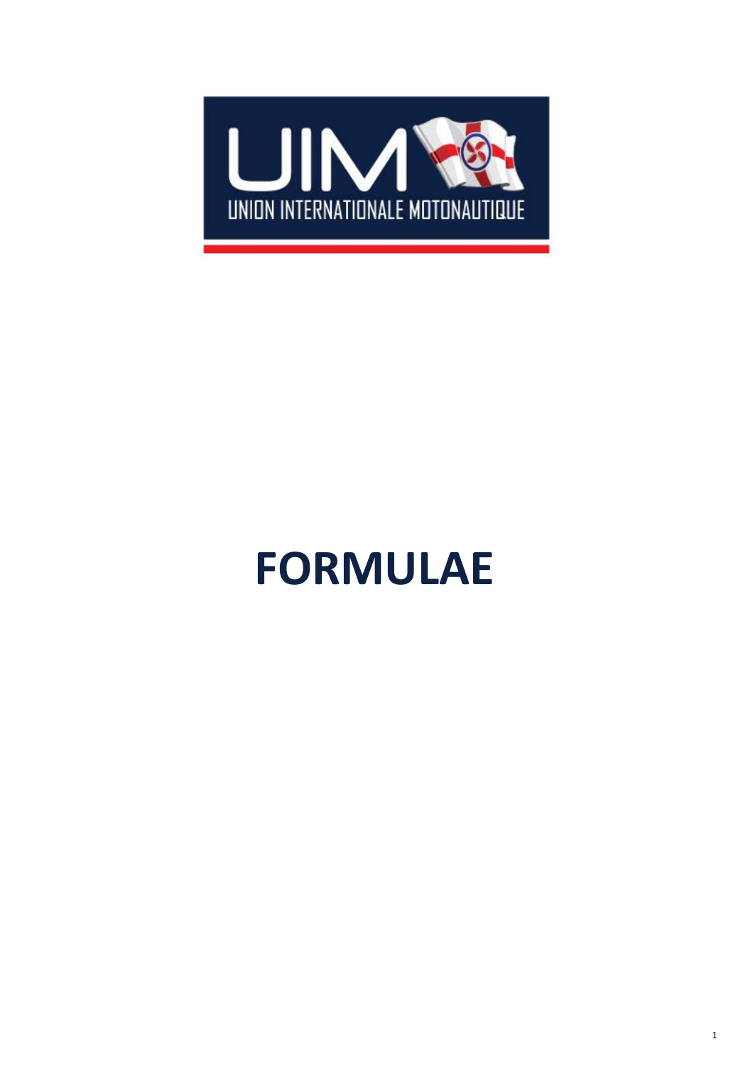UIM

UNION INTERNATIONALE MOTONAUTIQUE

# FORMULAE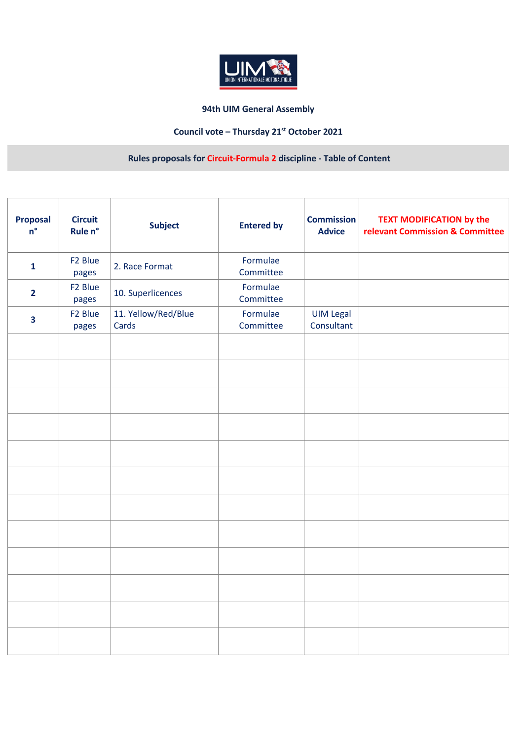94th UIM General Assembly

Council vote – Thursday 21st October 2021

**Rules proposals for Circuit-Formula 2 discipline - Table of Content**

| Proposal n° | Circuit Rule n° | Subject | Entered by | Commission Advice | TEXT MODIFICATION by the relevant Commission & Committee |
|---|---|---|---|---|---|
| **1** | F2 Blue pages | 2. Race Format | Formulae Committee | | |
| **2** | F2 Blue pages | 10. Superlicences | Formulae Committee | | |
| **3** | F2 Blue pages | 11. Yellow/Red/Blue Cards | Formulae Committee | UIM Legal Consultant | |
| | | | | | |
| | | | | | |
| | | | | | |
| | | | | | |
| | | | | | |
| | | | | | |
| | | | | | |
| | | | | | |
| | | | | | |
| | | | | | |
| | | | | | |
| | | | | | |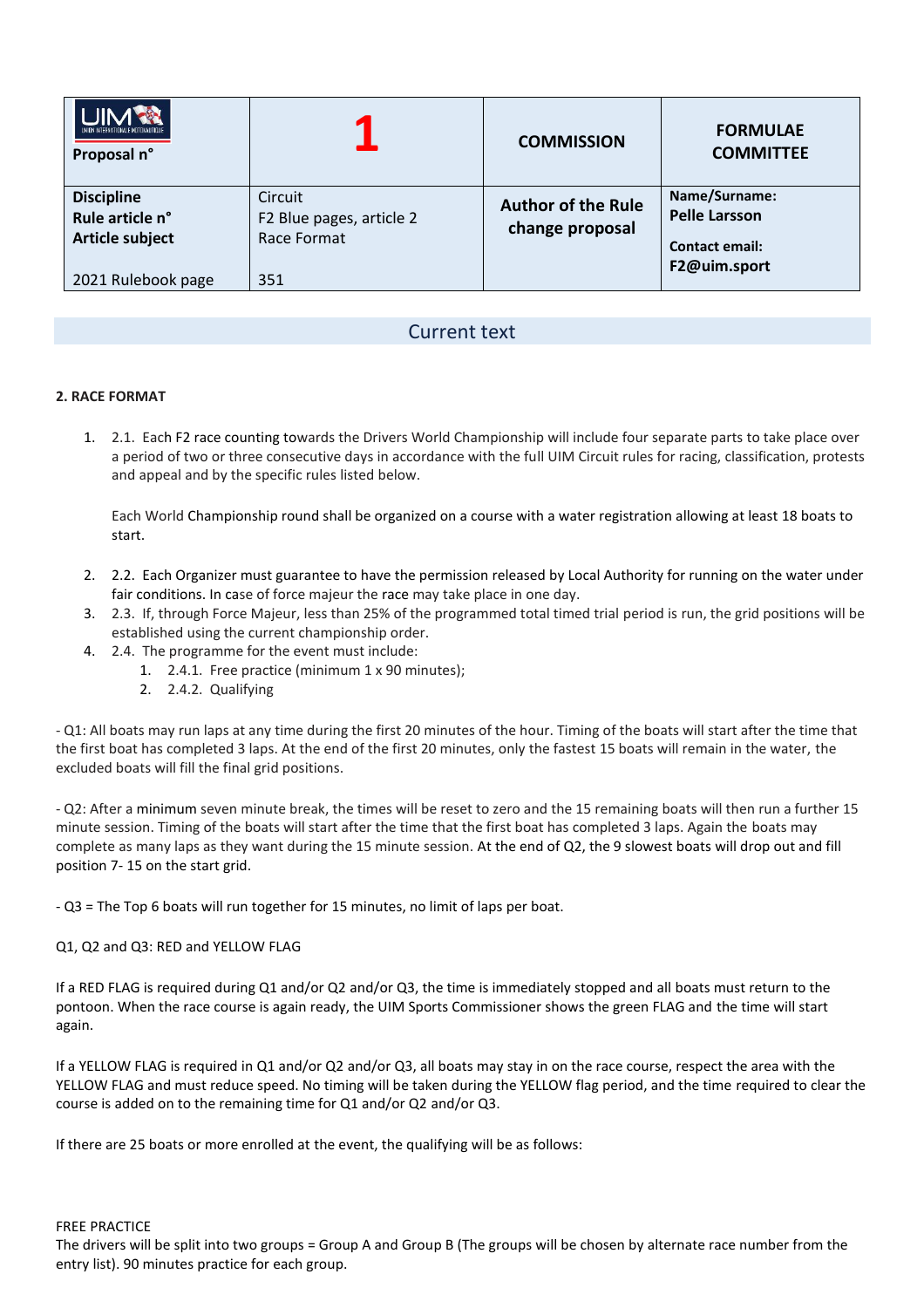| UIM Proposal n° | **1** | **COMMISSION** | **FORMULAE COMMITTEE** |
|---|---|---|---|
| **Discipline**<br>**Rule article n°**<br>**Article subject**<br><br>2021 Rulebook page | Circuit<br>F2 Blue pages, article 2<br>Race Format<br><br>351 | **Author of the Rule change proposal** | **Name/Surname:**<br>**Pelle Larsson**<br>**Contact email:**<br>**F2@uim.sport** |

## Current text

**2. RACE FORMAT**

1. 2.1. Each F2 race counting towards the Drivers World Championship will include four separate parts to take place over a period of two or three consecutive days in accordance with the full UIM Circuit rules for racing, classification, protests and appeal and by the specific rules listed below.

   Each World Championship round shall be organized on a course with a water registration allowing at least 18 boats to start.

2. 2.2. Each Organizer must guarantee to have the permission released by Local Authority for running on the water under fair conditions. In case of force majeur the race may take place in one day.
3. 2.3. If, through Force Majeur, less than 25% of the programmed total timed trial period is run, the grid positions will be established using the current championship order.
4. 2.4. The programme for the event must include:
   1. 2.4.1. Free practice (minimum 1 x 90 minutes);
   2. 2.4.2. Qualifying

- Q1: All boats may run laps at any time during the first 20 minutes of the hour. Timing of the boats will start after the time that the first boat has completed 3 laps. At the end of the first 20 minutes, only the fastest 15 boats will remain in the water, the excluded boats will fill the final grid positions.

- Q2: After a minimum seven minute break, the times will be reset to zero and the 15 remaining boats will then run a further 15 minute session. Timing of the boats will start after the time that the first boat has completed 3 laps. Again the boats may complete as many laps as they want during the 15 minute session. At the end of Q2, the 9 slowest boats will drop out and fill position 7- 15 on the start grid.

- Q3 = The Top 6 boats will run together for 15 minutes, no limit of laps per boat.

Q1, Q2 and Q3: RED and YELLOW FLAG

If a RED FLAG is required during Q1 and/or Q2 and/or Q3, the time is immediately stopped and all boats must return to the pontoon. When the race course is again ready, the UIM Sports Commissioner shows the green FLAG and the time will start again.

If a YELLOW FLAG is required in Q1 and/or Q2 and/or Q3, all boats may stay in on the race course, respect the area with the YELLOW FLAG and must reduce speed. No timing will be taken during the YELLOW flag period, and the time required to clear the course is added on to the remaining time for Q1 and/or Q2 and/or Q3.

If there are 25 boats or more enrolled at the event, the qualifying will be as follows:

FREE PRACTICE
The drivers will be split into two groups = Group A and Group B (The groups will be chosen by alternate race number from the entry list). 90 minutes practice for each group.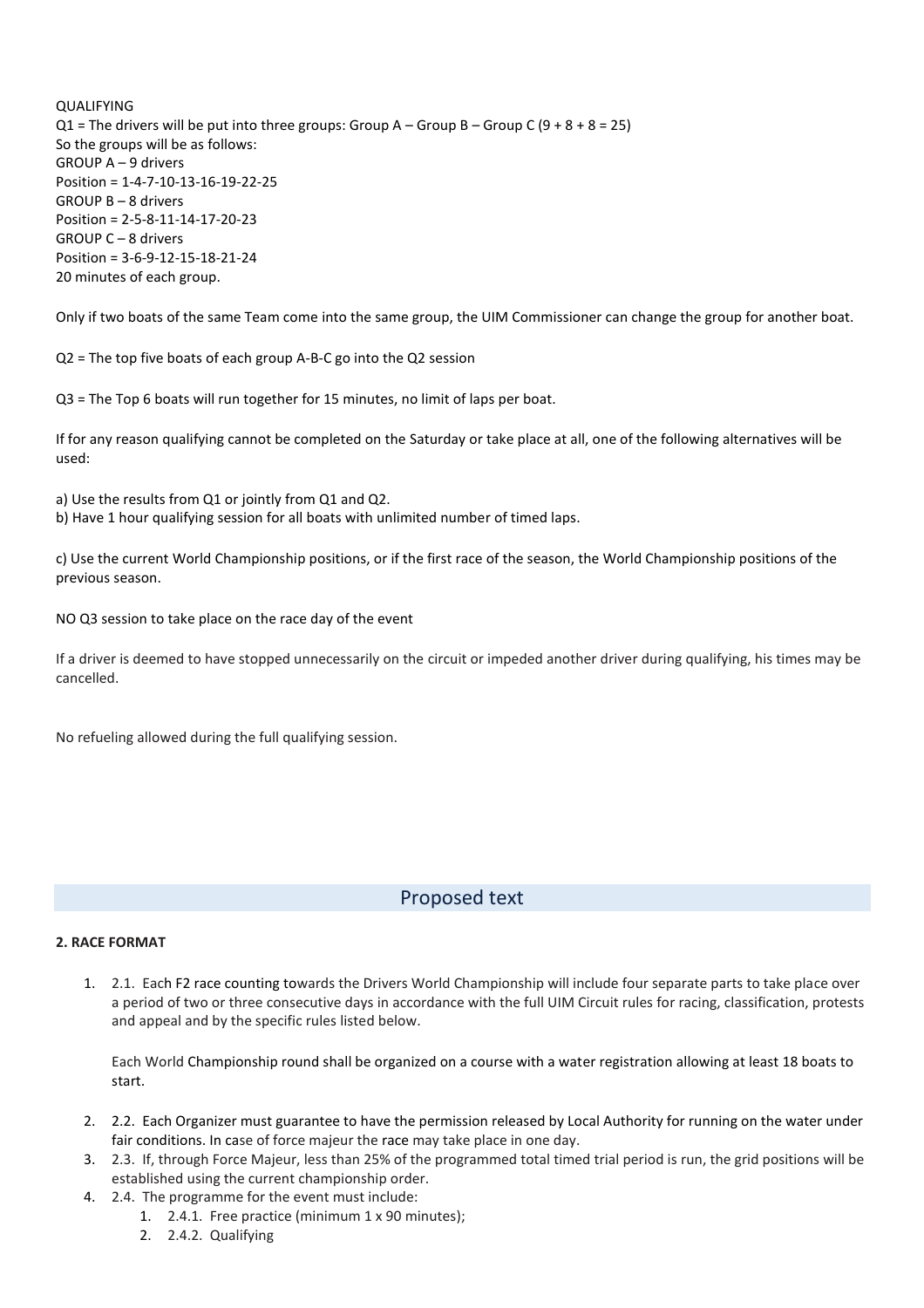QUALIFYING

Q1 = The drivers will be put into three groups: Group A – Group B – Group C (9 + 8 + 8 = 25)
So the groups will be as follows:
GROUP A – 9 drivers
Position = 1-4-7-10-13-16-19-22-25
GROUP B – 8 drivers
Position = 2-5-8-11-14-17-20-23
GROUP C – 8 drivers
Position = 3-6-9-12-15-18-21-24
20 minutes of each group.

Only if two boats of the same Team come into the same group, the UIM Commissioner can change the group for another boat.

Q2 = The top five boats of each group A-B-C go into the Q2 session

Q3 = The Top 6 boats will run together for 15 minutes, no limit of laps per boat.

If for any reason qualifying cannot be completed on the Saturday or take place at all, one of the following alternatives will be used:

a) Use the results from Q1 or jointly from Q1 and Q2.
b) Have 1 hour qualifying session for all boats with unlimited number of timed laps.

c) Use the current World Championship positions, or if the first race of the season, the World Championship positions of the previous season.

NO Q3 session to take place on the race day of the event

If a driver is deemed to have stopped unnecessarily on the circuit or impeded another driver during qualifying, his times may be cancelled.

No refueling allowed during the full qualifying session.

## Proposed text

**2. RACE FORMAT**

1. 2.1. Each F2 race counting towards the Drivers World Championship will include four separate parts to take place over a period of two or three consecutive days in accordance with the full UIM Circuit rules for racing, classification, protests and appeal and by the specific rules listed below.

   Each World Championship round shall be organized on a course with a water registration allowing at least 18 boats to start.

2. 2.2. Each Organizer must guarantee to have the permission released by Local Authority for running on the water under fair conditions. In case of force majeur the race may take place in one day.
3. 2.3. If, through Force Majeur, less than 25% of the programmed total timed trial period is run, the grid positions will be established using the current championship order.
4. 2.4. The programme for the event must include:
   1. 2.4.1. Free practice (minimum 1 x 90 minutes);
   2. 2.4.2. Qualifying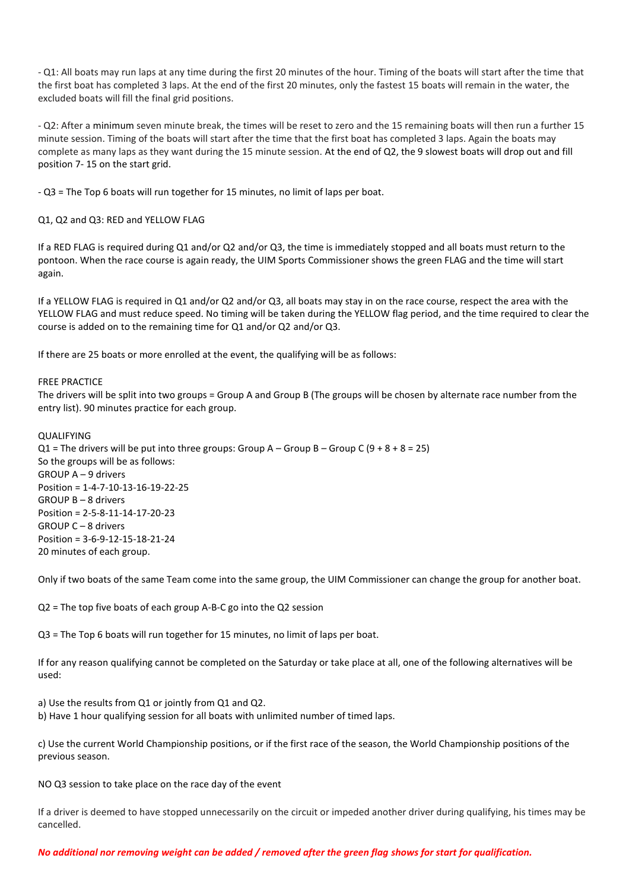- Q1: All boats may run laps at any time during the first 20 minutes of the hour. Timing of the boats will start after the time that the first boat has completed 3 laps. At the end of the first 20 minutes, only the fastest 15 boats will remain in the water, the excluded boats will fill the final grid positions.

- Q2: After a minimum seven minute break, the times will be reset to zero and the 15 remaining boats will then run a further 15 minute session. Timing of the boats will start after the time that the first boat has completed 3 laps. Again the boats may complete as many laps as they want during the 15 minute session. At the end of Q2, the 9 slowest boats will drop out and fill position 7- 15 on the start grid.

- Q3 = The Top 6 boats will run together for 15 minutes, no limit of laps per boat.

Q1, Q2 and Q3: RED and YELLOW FLAG

If a RED FLAG is required during Q1 and/or Q2 and/or Q3, the time is immediately stopped and all boats must return to the pontoon. When the race course is again ready, the UIM Sports Commissioner shows the green FLAG and the time will start again.

If a YELLOW FLAG is required in Q1 and/or Q2 and/or Q3, all boats may stay in on the race course, respect the area with the YELLOW FLAG and must reduce speed. No timing will be taken during the YELLOW flag period, and the time required to clear the course is added on to the remaining time for Q1 and/or Q2 and/or Q3.

If there are 25 boats or more enrolled at the event, the qualifying will be as follows:

FREE PRACTICE
The drivers will be split into two groups = Group A and Group B (The groups will be chosen by alternate race number from the entry list). 90 minutes practice for each group.

QUALIFYING
Q1 = The drivers will be put into three groups: Group A – Group B – Group C (9 + 8 + 8 = 25)
So the groups will be as follows:
GROUP A – 9 drivers
Position = 1-4-7-10-13-16-19-22-25
GROUP B – 8 drivers
Position = 2-5-8-11-14-17-20-23
GROUP C – 8 drivers
Position = 3-6-9-12-15-18-21-24
20 minutes of each group.

Only if two boats of the same Team come into the same group, the UIM Commissioner can change the group for another boat.

Q2 = The top five boats of each group A-B-C go into the Q2 session

Q3 = The Top 6 boats will run together for 15 minutes, no limit of laps per boat.

If for any reason qualifying cannot be completed on the Saturday or take place at all, one of the following alternatives will be used:

a) Use the results from Q1 or jointly from Q1 and Q2.
b) Have 1 hour qualifying session for all boats with unlimited number of timed laps.

c) Use the current World Championship positions, or if the first race of the season, the World Championship positions of the previous season.

NO Q3 session to take place on the race day of the event

If a driver is deemed to have stopped unnecessarily on the circuit or impeded another driver during qualifying, his times may be cancelled.

***No additional nor removing weight can be added / removed after the green flag shows for start for qualification.***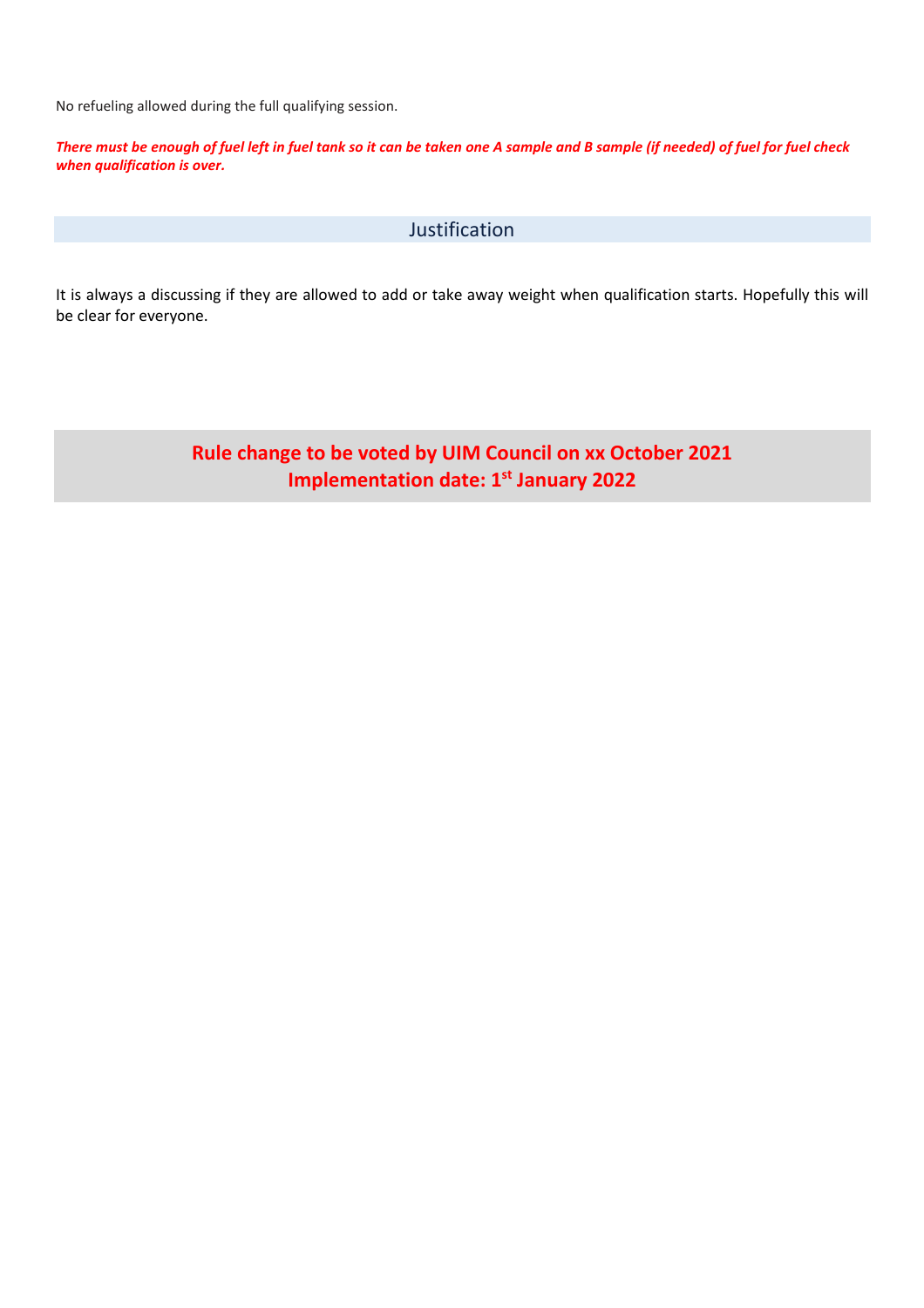No refueling allowed during the full qualifying session.

***There must be enough of fuel left in fuel tank so it can be taken one A sample and B sample (if needed) of fuel for fuel check when qualification is over.***

## Justification

It is always a discussing if they are allowed to add or take away weight when qualification starts. Hopefully this will be clear for everyone.

**Rule change to be voted by UIM Council on xx October 2021**
**Implementation date: 1st January 2022**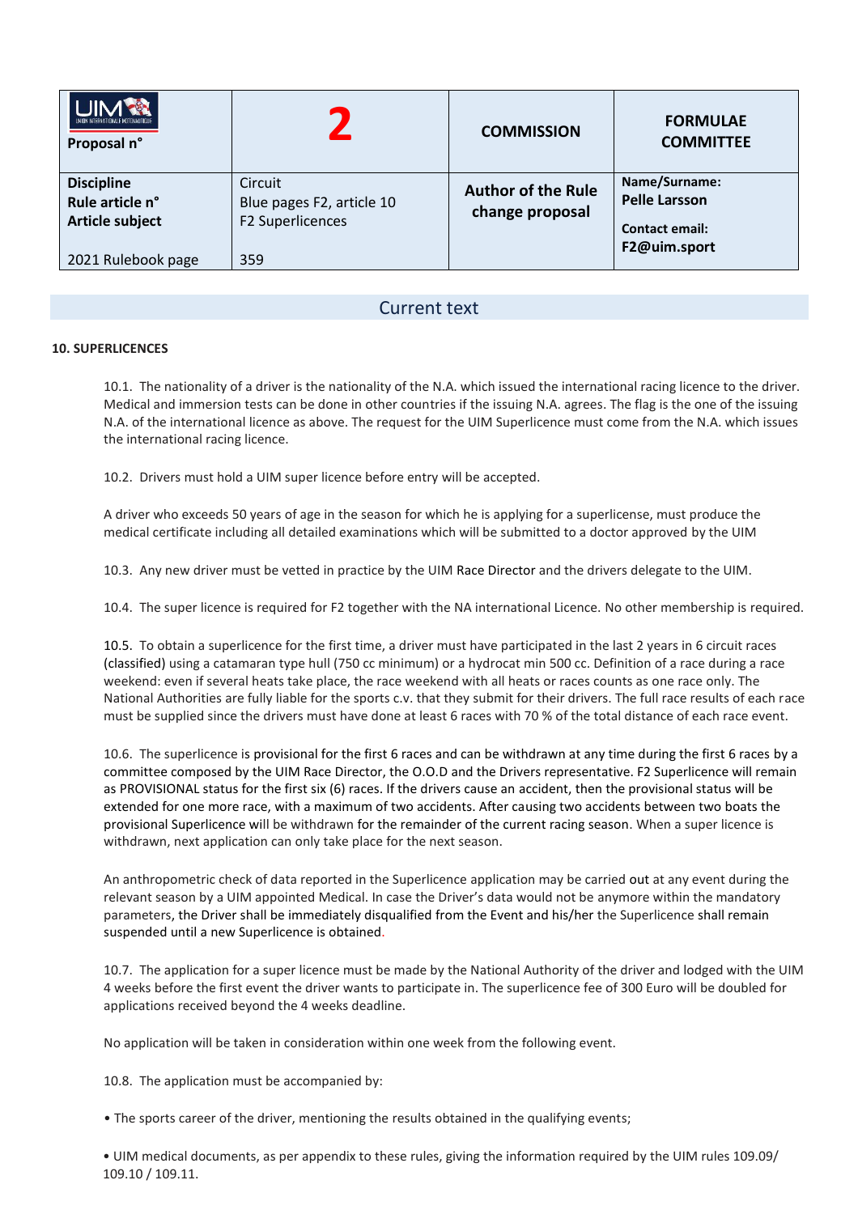| UIM Proposal n° | 2 | COMMISSION | FORMULAE COMMITTEE |
|---|---|---|---|
| **Discipline**<br>**Rule article n°**<br>**Article subject**<br><br>2021 Rulebook page | Circuit<br>Blue pages F2, article 10<br>F2 Superlicences<br><br>359 | **Author of the Rule change proposal** | **Name/Surname:**<br>**Pelle Larsson**<br><br>**Contact email:**<br>**F2@uim.sport** |

## Current text

**10. SUPERLICENCES**

10.1. The nationality of a driver is the nationality of the N.A. which issued the international racing licence to the driver. Medical and immersion tests can be done in other countries if the issuing N.A. agrees. The flag is the one of the issuing N.A. of the international licence as above. The request for the UIM Superlicence must come from the N.A. which issues the international racing licence.

10.2. Drivers must hold a UIM super licence before entry will be accepted.

A driver who exceeds 50 years of age in the season for which he is applying for a superlicense, must produce the medical certificate including all detailed examinations which will be submitted to a doctor approved by the UIM

10.3. Any new driver must be vetted in practice by the UIM Race Director and the drivers delegate to the UIM.

10.4. The super licence is required for F2 together with the NA international Licence. No other membership is required.

10.5. To obtain a superlicence for the first time, a driver must have participated in the last 2 years in 6 circuit races (classified) using a catamaran type hull (750 cc minimum) or a hydrocat min 500 cc. Definition of a race during a race weekend: even if several heats take place, the race weekend with all heats or races counts as one race only. The National Authorities are fully liable for the sports c.v. that they submit for their drivers. The full race results of each race must be supplied since the drivers must have done at least 6 races with 70 % of the total distance of each race event.

10.6. The superlicence is provisional for the first 6 races and can be withdrawn at any time during the first 6 races by a committee composed by the UIM Race Director, the O.O.D and the Drivers representative. F2 Superlicence will remain as PROVISIONAL status for the first six (6) races. If the drivers cause an accident, then the provisional status will be extended for one more race, with a maximum of two accidents. After causing two accidents between two boats the provisional Superlicence will be withdrawn for the remainder of the current racing season. When a super licence is withdrawn, next application can only take place for the next season.

An anthropometric check of data reported in the Superlicence application may be carried out at any event during the relevant season by a UIM appointed Medical. In case the Driver's data would not be anymore within the mandatory parameters, the Driver shall be immediately disqualified from the Event and his/her the Superlicence shall remain suspended until a new Superlicence is obtained.

10.7. The application for a super licence must be made by the National Authority of the driver and lodged with the UIM 4 weeks before the first event the driver wants to participate in. The superlicence fee of 300 Euro will be doubled for applications received beyond the 4 weeks deadline.

No application will be taken in consideration within one week from the following event.

10.8. The application must be accompanied by:

• The sports career of the driver, mentioning the results obtained in the qualifying events;

• UIM medical documents, as per appendix to these rules, giving the information required by the UIM rules 109.09/ 109.10 / 109.11.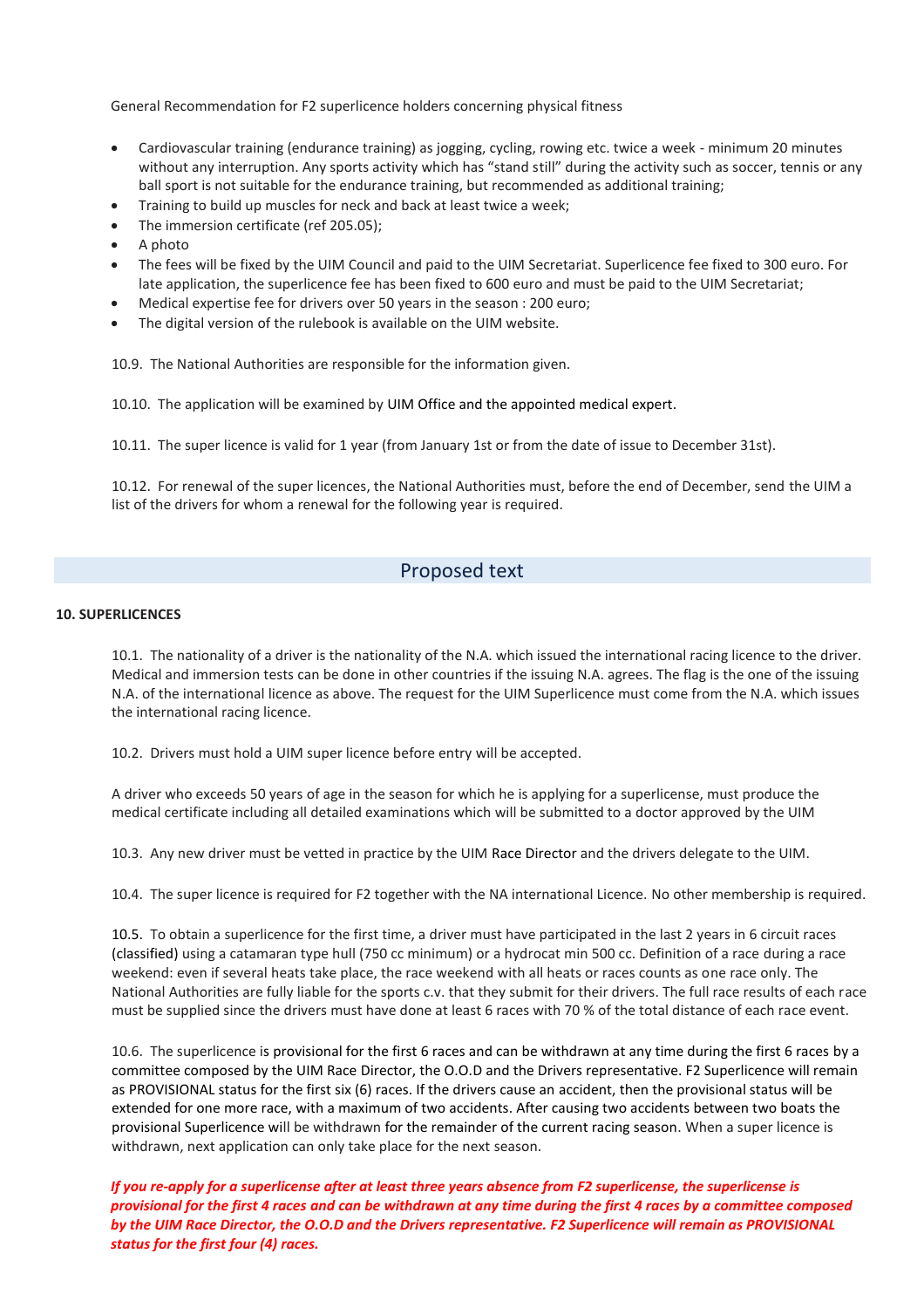General Recommendation for F2 superlicence holders concerning physical fitness

- Cardiovascular training (endurance training) as jogging, cycling, rowing etc. twice a week - minimum 20 minutes without any interruption. Any sports activity which has "stand still" during the activity such as soccer, tennis or any ball sport is not suitable for the endurance training, but recommended as additional training;
- Training to build up muscles for neck and back at least twice a week;
- The immersion certificate (ref 205.05);
- A photo
- The fees will be fixed by the UIM Council and paid to the UIM Secretariat. Superlicence fee fixed to 300 euro. For late application, the superlicence fee has been fixed to 600 euro and must be paid to the UIM Secretariat;
- Medical expertise fee for drivers over 50 years in the season : 200 euro;
- The digital version of the rulebook is available on the UIM website.

10.9. The National Authorities are responsible for the information given.

10.10. The application will be examined by UIM Office and the appointed medical expert.

10.11. The super licence is valid for 1 year (from January 1st or from the date of issue to December 31st).

10.12. For renewal of the super licences, the National Authorities must, before the end of December, send the UIM a list of the drivers for whom a renewal for the following year is required.

## Proposed text

**10. SUPERLICENCES**

10.1. The nationality of a driver is the nationality of the N.A. which issued the international racing licence to the driver. Medical and immersion tests can be done in other countries if the issuing N.A. agrees. The flag is the one of the issuing N.A. of the international licence as above. The request for the UIM Superlicence must come from the N.A. which issues the international racing licence.

10.2. Drivers must hold a UIM super licence before entry will be accepted.

A driver who exceeds 50 years of age in the season for which he is applying for a superlicense, must produce the medical certificate including all detailed examinations which will be submitted to a doctor approved by the UIM

10.3. Any new driver must be vetted in practice by the UIM Race Director and the drivers delegate to the UIM.

10.4. The super licence is required for F2 together with the NA international Licence. No other membership is required.

10.5. To obtain a superlicence for the first time, a driver must have participated in the last 2 years in 6 circuit races (classified) using a catamaran type hull (750 cc minimum) or a hydrocat min 500 cc. Definition of a race during a race weekend: even if several heats take place, the race weekend with all heats or races counts as one race only. The National Authorities are fully liable for the sports c.v. that they submit for their drivers. The full race results of each race must be supplied since the drivers must have done at least 6 races with 70 % of the total distance of each race event.

10.6. The superlicence is provisional for the first 6 races and can be withdrawn at any time during the first 6 races by a committee composed by the UIM Race Director, the O.O.D and the Drivers representative. F2 Superlicence will remain as PROVISIONAL status for the first six (6) races. If the drivers cause an accident, then the provisional status will be extended for one more race, with a maximum of two accidents. After causing two accidents between two boats the provisional Superlicence will be withdrawn for the remainder of the current racing season. When a super licence is withdrawn, next application can only take place for the next season.

***If you re-apply for a superlicense after at least three years absence from F2 superlicense, the superlicense is provisional for the first 4 races and can be withdrawn at any time during the first 4 races by a committee composed by the UIM Race Director, the O.O.D and the Drivers representative. F2 Superlicence will remain as PROVISIONAL status for the first four (4) races.***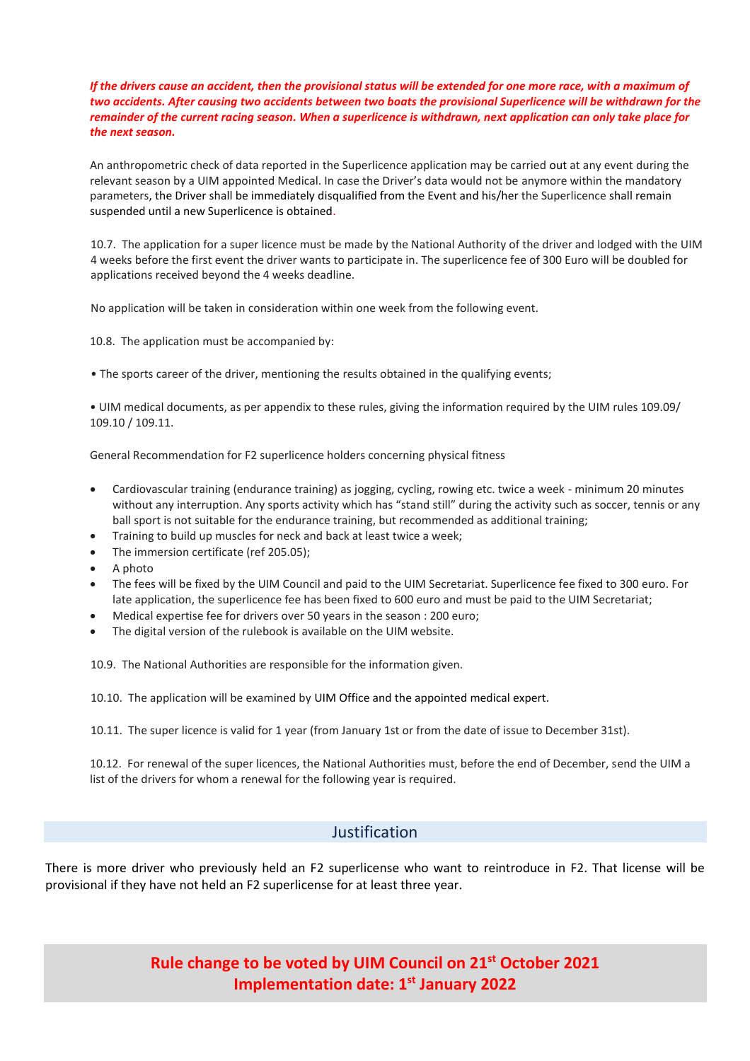***If the drivers cause an accident, then the provisional status will be extended for one more race, with a maximum of two accidents. After causing two accidents between two boats the provisional Superlicence will be withdrawn for the remainder of the current racing season. When a superlicence is withdrawn, next application can only take place for the next season.***

An anthropometric check of data reported in the Superlicence application may be carried out at any event during the relevant season by a UIM appointed Medical. In case the Driver's data would not be anymore within the mandatory parameters, the Driver shall be immediately disqualified from the Event and his/her the Superlicence shall remain suspended until a new Superlicence is obtained.

10.7. The application for a super licence must be made by the National Authority of the driver and lodged with the UIM 4 weeks before the first event the driver wants to participate in. The superlicence fee of 300 Euro will be doubled for applications received beyond the 4 weeks deadline.

No application will be taken in consideration within one week from the following event.

10.8. The application must be accompanied by:

• The sports career of the driver, mentioning the results obtained in the qualifying events;

• UIM medical documents, as per appendix to these rules, giving the information required by the UIM rules 109.09/ 109.10 / 109.11.

General Recommendation for F2 superlicence holders concerning physical fitness

- Cardiovascular training (endurance training) as jogging, cycling, rowing etc. twice a week - minimum 20 minutes without any interruption. Any sports activity which has "stand still" during the activity such as soccer, tennis or any ball sport is not suitable for the endurance training, but recommended as additional training;
- Training to build up muscles for neck and back at least twice a week;
- The immersion certificate (ref 205.05);
- A photo
- The fees will be fixed by the UIM Council and paid to the UIM Secretariat. Superlicence fee fixed to 300 euro. For late application, the superlicence fee has been fixed to 600 euro and must be paid to the UIM Secretariat;
- Medical expertise fee for drivers over 50 years in the season : 200 euro;
- The digital version of the rulebook is available on the UIM website.

10.9. The National Authorities are responsible for the information given.

10.10. The application will be examined by UIM Office and the appointed medical expert.

10.11. The super licence is valid for 1 year (from January 1st or from the date of issue to December 31st).

10.12. For renewal of the super licences, the National Authorities must, before the end of December, send the UIM a list of the drivers for whom a renewal for the following year is required.

## Justification

There is more driver who previously held an F2 superlicense who want to reintroduce in F2. That license will be provisional if they have not held an F2 superlicense for at least three year.

**Rule change to be voted by UIM Council on 21st October 2021**
**Implementation date: 1st January 2022**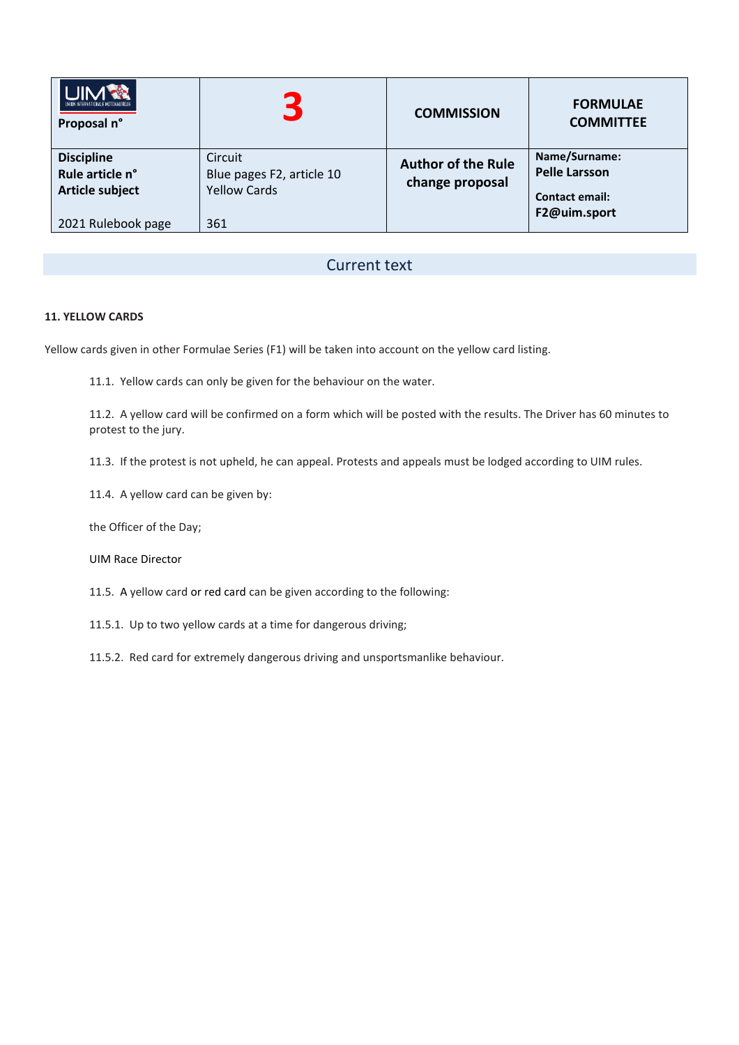| UIM Proposal n° | 3 | COMMISSION | FORMULAE COMMITTEE |
|---|---|---|---|
| **Discipline**<br>**Rule article n°**<br>**Article subject**<br><br>2021 Rulebook page | Circuit<br>Blue pages F2, article 10<br>Yellow Cards<br><br>361 | **Author of the Rule change proposal** | **Name/Surname:**<br>**Pelle Larsson**<br><br>**Contact email:**<br>**F2@uim.sport** |

## Current text

**11. YELLOW CARDS**

Yellow cards given in other Formulae Series (F1) will be taken into account on the yellow card listing.

11.1. Yellow cards can only be given for the behaviour on the water.

11.2. A yellow card will be confirmed on a form which will be posted with the results. The Driver has 60 minutes to protest to the jury.

11.3. If the protest is not upheld, he can appeal. Protests and appeals must be lodged according to UIM rules.

11.4. A yellow card can be given by:

the Officer of the Day;

UIM Race Director

11.5. A yellow card or red card can be given according to the following:

11.5.1. Up to two yellow cards at a time for dangerous driving;

11.5.2. Red card for extremely dangerous driving and unsportsmanlike behaviour.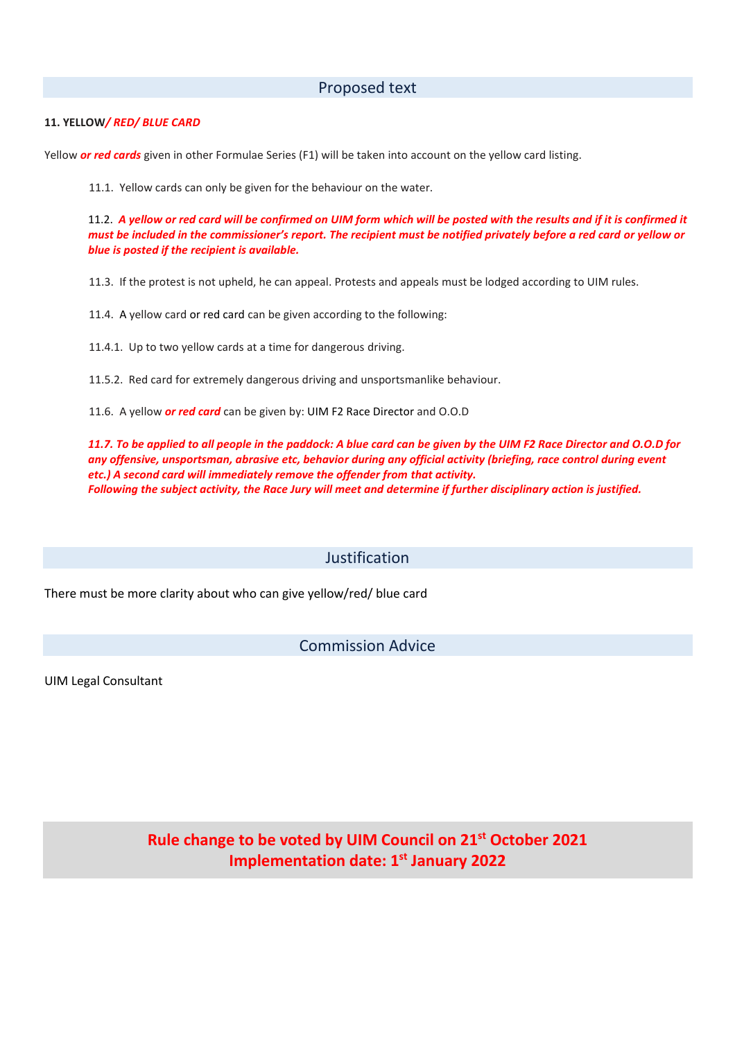## Proposed text

**11. YELLOW*/ RED/ BLUE CARD***

Yellow ***or red cards*** given in other Formulae Series (F1) will be taken into account on the yellow card listing.

11.1. Yellow cards can only be given for the behaviour on the water.

11.2. ***A yellow or red card will be confirmed on UIM form which will be posted with the results and if it is confirmed it must be included in the commissioner's report. The recipient must be notified privately before a red card or yellow or blue is posted if the recipient is available.***

11.3. If the protest is not upheld, he can appeal. Protests and appeals must be lodged according to UIM rules.

11.4. A yellow card or red card can be given according to the following:

11.4.1. Up to two yellow cards at a time for dangerous driving.

11.5.2. Red card for extremely dangerous driving and unsportsmanlike behaviour.

11.6. A yellow ***or red card*** can be given by: UIM F2 Race Director and O.O.D

***11.7. To be applied to all people in the paddock: A blue card can be given by the UIM F2 Race Director and O.O.D for any offensive, unsportsman, abrasive etc, behavior during any official activity (briefing, race control during event etc.) A second card will immediately remove the offender from that activity.***
***Following the subject activity, the Race Jury will meet and determine if further disciplinary action is justified.***

## Justification

There must be more clarity about who can give yellow/red/ blue card

## Commission Advice

UIM Legal Consultant

**Rule change to be voted by UIM Council on 21st October 2021**
**Implementation date: 1st January 2022**